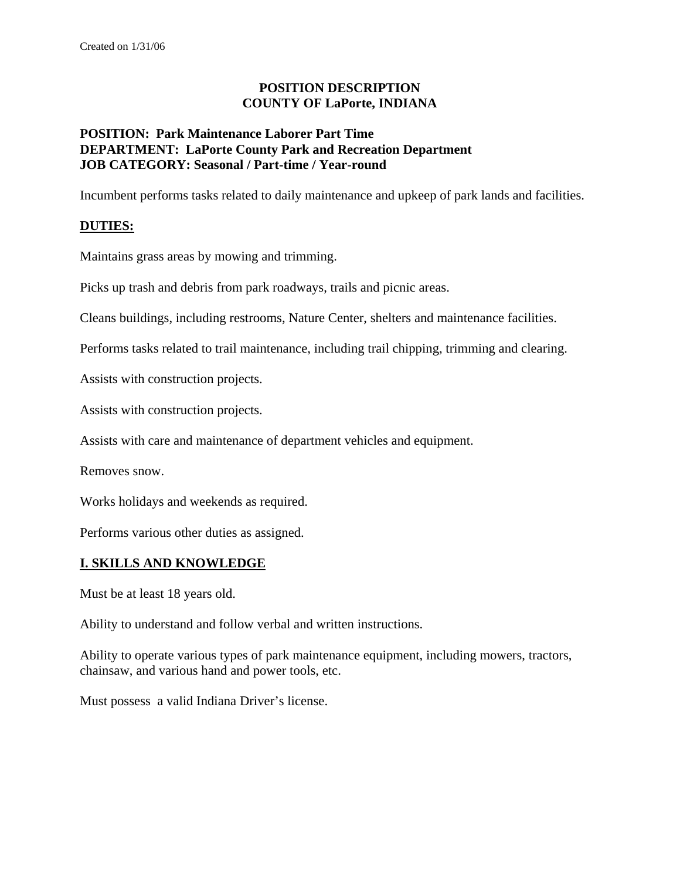Created on 1/31/06

# POSITION DESCRIPTION
# COUNTY OF LaPorte, INDIANA

**POSITION: Park Maintenance Laborer Part Time**
**DEPARTMENT: LaPorte County Park and Recreation Department**
**JOB CATEGORY: Seasonal / Part-time / Year-round**

Incumbent performs tasks related to daily maintenance and upkeep of park lands and facilities.

## DUTIES:

Maintains grass areas by mowing and trimming.

Picks up trash and debris from park roadways, trails and picnic areas.

Cleans buildings, including restrooms, Nature Center, shelters and maintenance facilities.

Performs tasks related to trail maintenance, including trail chipping, trimming and clearing.

Assists with construction projects.

Assists with construction projects.

Assists with care and maintenance of department vehicles and equipment.

Removes snow.

Works holidays and weekends as required.

Performs various other duties as assigned.

## I. SKILLS AND KNOWLEDGE

Must be at least 18 years old.

Ability to understand and follow verbal and written instructions.

Ability to operate various types of park maintenance equipment, including mowers, tractors, chainsaw, and various hand and power tools, etc.

Must possess a valid Indiana Driver's license.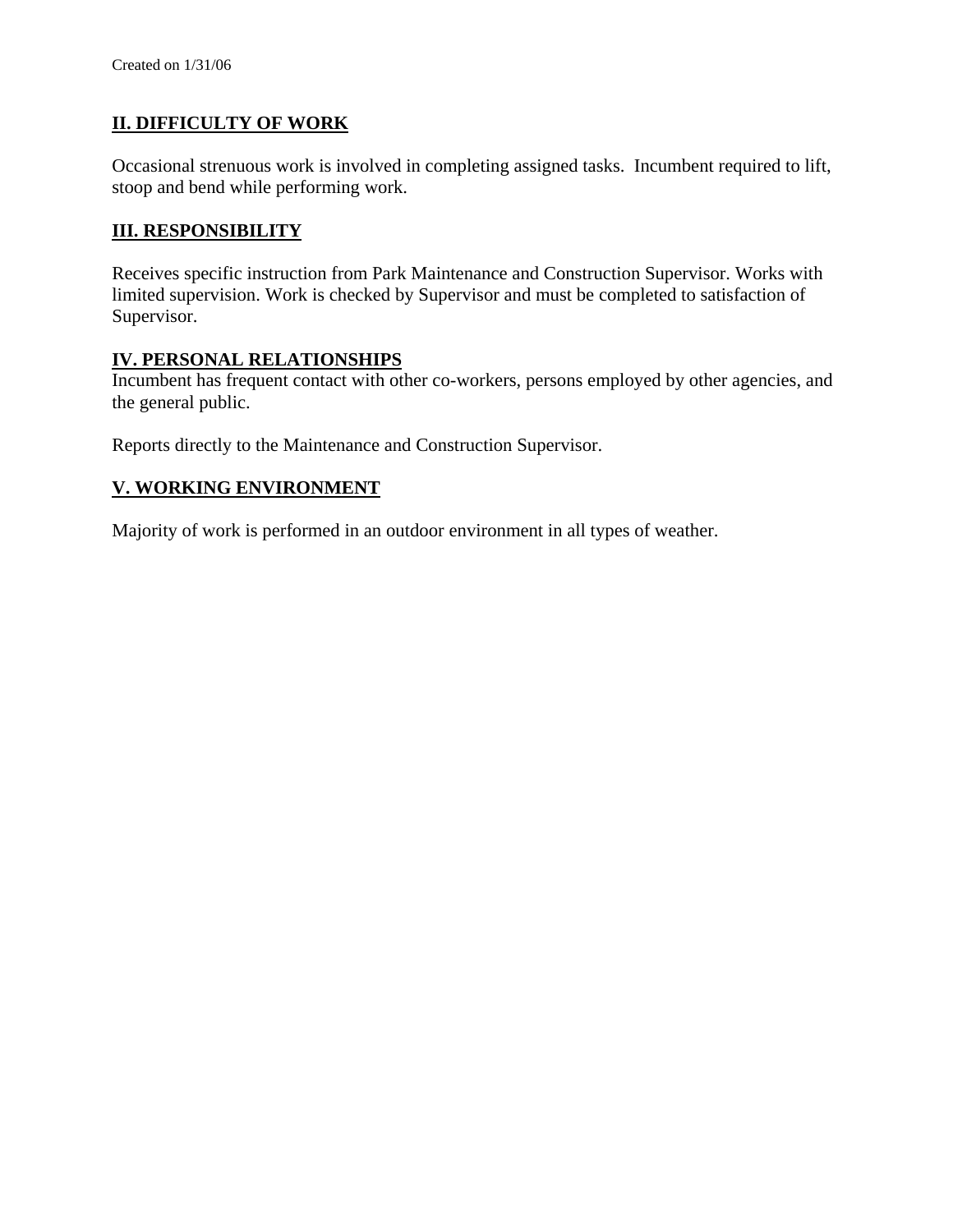## II. DIFFICULTY OF WORK

Occasional strenuous work is involved in completing assigned tasks. Incumbent required to lift, stoop and bend while performing work.

## III. RESPONSIBILITY

Receives specific instruction from Park Maintenance and Construction Supervisor. Works with limited supervision. Work is checked by Supervisor and must be completed to satisfaction of Supervisor.

## IV. PERSONAL RELATIONSHIPS

Incumbent has frequent contact with other co-workers, persons employed by other agencies, and the general public.

Reports directly to the Maintenance and Construction Supervisor.

## V. WORKING ENVIRONMENT

Majority of work is performed in an outdoor environment in all types of weather.